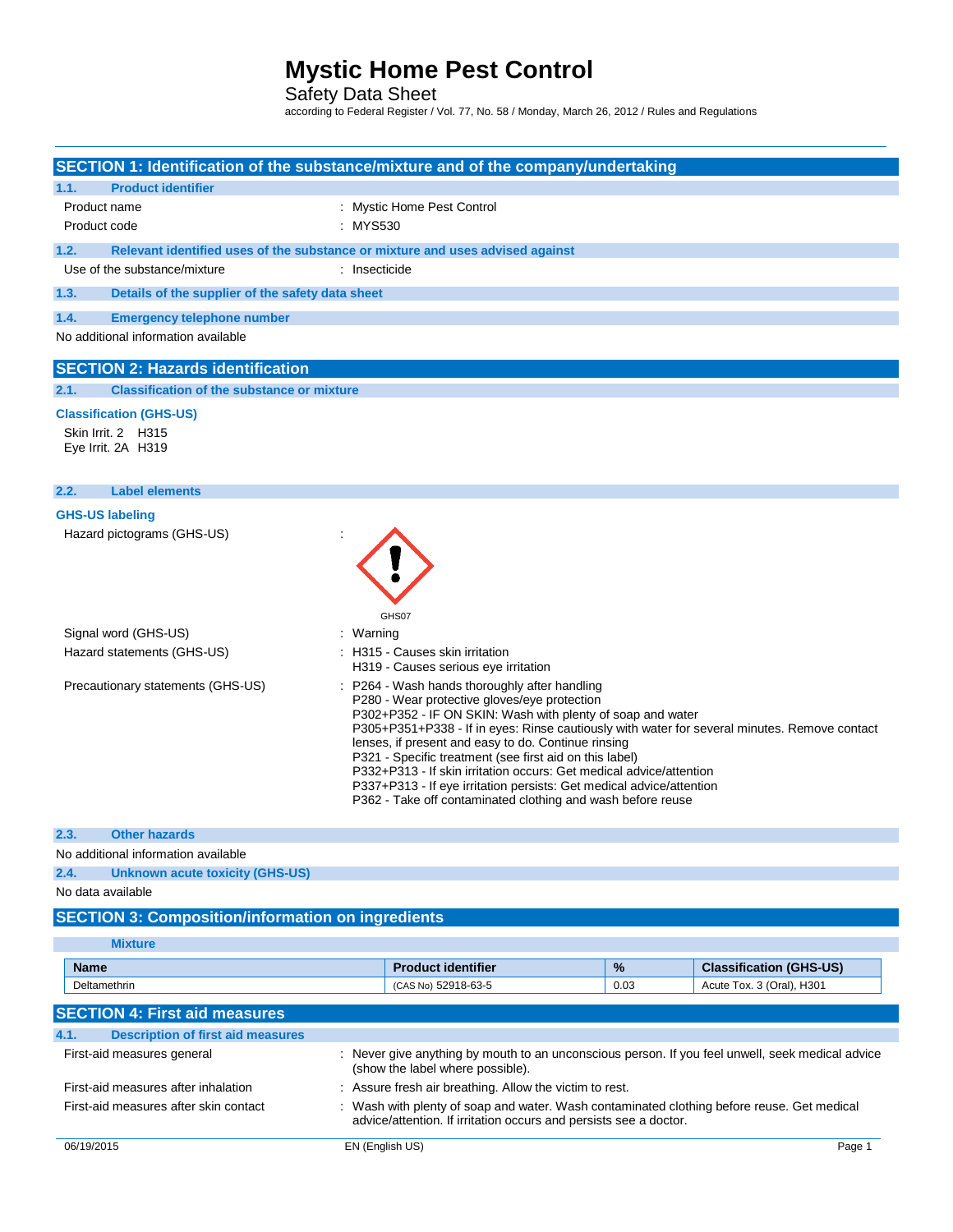# Mystic Home Pest Control

Safety Data Sheet

according to Federal Register / Vol. 77, No. 58 / Monday, March 26, 2012 / Rules and Regulations

## SECTION 1: Identification of the substance/mixture and of the company/undertaking

### 1.1. Product identifier

Product name : Mystic Home Pest Control

Product code : MYS530

### 1.2. Relevant identified uses of the substance or mixture and uses advised against

Use of the substance/mixture : Insecticide

### 1.3. Details of the supplier of the safety data sheet

### 1.4. Emergency telephone number

No additional information available

## SECTION 2: Hazards identification

### 2.1. Classification of the substance or mixture

**Classification (GHS-US)**

Skin Irrit. 2 H315
Eye Irrit. 2A H319

### 2.2. Label elements

**GHS-US labeling**

Hazard pictograms (GHS-US) :

GHS07

Signal word (GHS-US) : Warning

Hazard statements (GHS-US) :
H315 - Causes skin irritation
H319 - Causes serious eye irritation

Precautionary statements (GHS-US) :
P264 - Wash hands thoroughly after handling
P280 - Wear protective gloves/eye protection
P302+P352 - IF ON SKIN: Wash with plenty of soap and water
P305+P351+P338 - If in eyes: Rinse cautiously with water for several minutes. Remove contact lenses, if present and easy to do. Continue rinsing
P321 - Specific treatment (see first aid on this label)
P332+P313 - If skin irritation occurs: Get medical advice/attention
P337+P313 - If eye irritation persists: Get medical advice/attention
P362 - Take off contaminated clothing and wash before reuse

### 2.3. Other hazards

No additional information available

### 2.4. Unknown acute toxicity (GHS-US)

No data available

## SECTION 3: Composition/information on ingredients

**Mixture**

| Name | Product identifier | % | Classification (GHS-US) |
|---|---|---|---|
| Deltamethrin | (CAS No) 52918-63-5 | 0.03 | Acute Tox. 3 (Oral), H301 |

## SECTION 4: First aid measures

### 4.1. Description of first aid measures

First-aid measures general : Never give anything by mouth to an unconscious person. If you feel unwell, seek medical advice (show the label where possible).

First-aid measures after inhalation : Assure fresh air breathing. Allow the victim to rest.

First-aid measures after skin contact : Wash with plenty of soap and water. Wash contaminated clothing before reuse. Get medical advice/attention. If irritation occurs and persists see a doctor.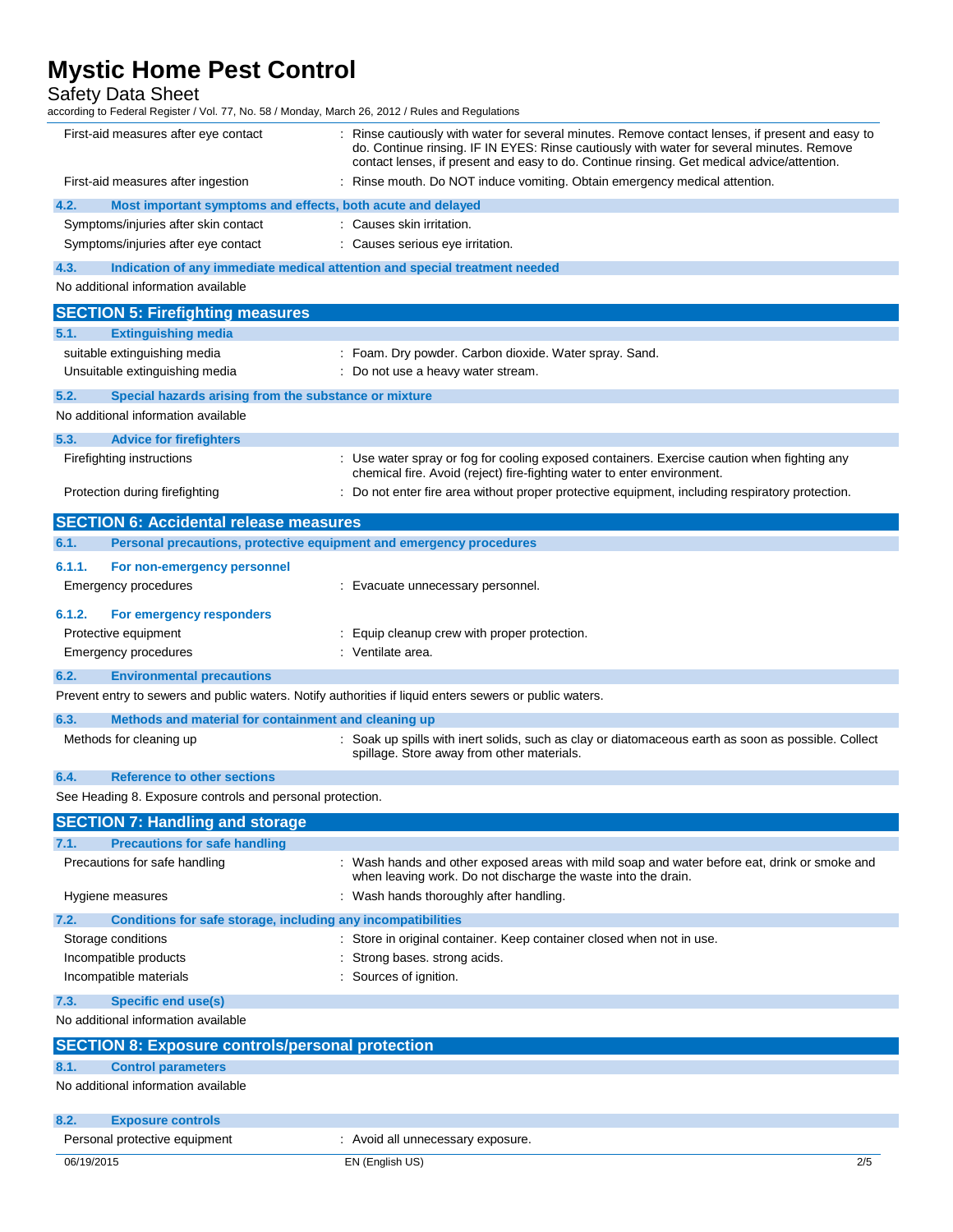| | |
|---|---|
| First-aid measures after eye contact | : Rinse cautiously with water for several minutes. Remove contact lenses, if present and easy to do. Continue rinsing. IF IN EYES: Rinse cautiously with water for several minutes. Remove contact lenses, if present and easy to do. Continue rinsing. Get medical advice/attention. |
| First-aid measures after ingestion | : Rinse mouth. Do NOT induce vomiting. Obtain emergency medical attention. |

### 4.2. Most important symptoms and effects, both acute and delayed

| | |
|---|---|
| Symptoms/injuries after skin contact | : Causes skin irritation. |
| Symptoms/injuries after eye contact | : Causes serious eye irritation. |

### 4.3. Indication of any immediate medical attention and special treatment needed

No additional information available

## SECTION 5: Firefighting measures

### 5.1. Extinguishing media

| | |
|---|---|
| suitable extinguishing media | : Foam. Dry powder. Carbon dioxide. Water spray. Sand. |
| Unsuitable extinguishing media | : Do not use a heavy water stream. |

### 5.2. Special hazards arising from the substance or mixture

No additional information available

### 5.3. Advice for firefighters

| | |
|---|---|
| Firefighting instructions | : Use water spray or fog for cooling exposed containers. Exercise caution when fighting any chemical fire. Avoid (reject) fire-fighting water to enter environment. |
| Protection during firefighting | : Do not enter fire area without proper protective equipment, including respiratory protection. |

## SECTION 6: Accidental release measures

### 6.1. Personal precautions, protective equipment and emergency procedures

#### 6.1.1. For non-emergency personnel

| | |
|---|---|
| Emergency procedures | : Evacuate unnecessary personnel. |

#### 6.1.2. For emergency responders

| | |
|---|---|
| Protective equipment | : Equip cleanup crew with proper protection. |
| Emergency procedures | : Ventilate area. |

### 6.2. Environmental precautions

Prevent entry to sewers and public waters. Notify authorities if liquid enters sewers or public waters.

### 6.3. Methods and material for containment and cleaning up

| | |
|---|---|
| Methods for cleaning up | : Soak up spills with inert solids, such as clay or diatomaceous earth as soon as possible. Collect spillage. Store away from other materials. |

### 6.4. Reference to other sections

See Heading 8. Exposure controls and personal protection.

## SECTION 7: Handling and storage

### 7.1. Precautions for safe handling

| | |
|---|---|
| Precautions for safe handling | : Wash hands and other exposed areas with mild soap and water before eat, drink or smoke and when leaving work. Do not discharge the waste into the drain. |
| Hygiene measures | : Wash hands thoroughly after handling. |

### 7.2. Conditions for safe storage, including any incompatibilities

| | |
|---|---|
| Storage conditions | : Store in original container. Keep container closed when not in use. |
| Incompatible products | : Strong bases. strong acids. |
| Incompatible materials | : Sources of ignition. |

### 7.3. Specific end use(s)

No additional information available

## SECTION 8: Exposure controls/personal protection

### 8.1. Control parameters

No additional information available

### 8.2. Exposure controls

| | |
|---|---|
| Personal protective equipment | : Avoid all unnecessary exposure. |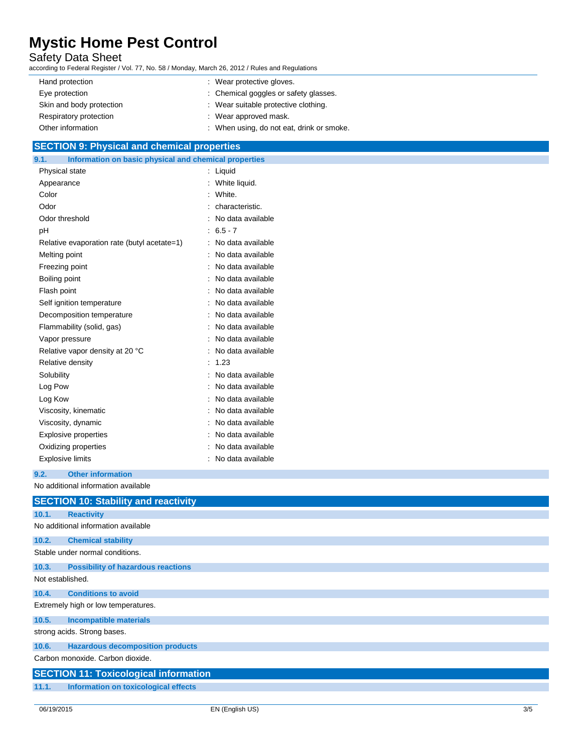| | |
|---|---|
| Hand protection | : Wear protective gloves. |
| Eye protection | : Chemical goggles or safety glasses. |
| Skin and body protection | : Wear suitable protective clothing. |
| Respiratory protection | : Wear approved mask. |
| Other information | : When using, do not eat, drink or smoke. |

## SECTION 9: Physical and chemical properties

### 9.1. Information on basic physical and chemical properties

| | |
|---|---|
| Physical state | : Liquid |
| Appearance | : White liquid. |
| Color | : White. |
| Odor | : characteristic. |
| Odor threshold | : No data available |
| pH | : 6.5 - 7 |
| Relative evaporation rate (butyl acetate=1) | : No data available |
| Melting point | : No data available |
| Freezing point | : No data available |
| Boiling point | : No data available |
| Flash point | : No data available |
| Self ignition temperature | : No data available |
| Decomposition temperature | : No data available |
| Flammability (solid, gas) | : No data available |
| Vapor pressure | : No data available |
| Relative vapor density at 20 °C | : No data available |
| Relative density | : 1.23 |
| Solubility | : No data available |
| Log Pow | : No data available |
| Log Kow | : No data available |
| Viscosity, kinematic | : No data available |
| Viscosity, dynamic | : No data available |
| Explosive properties | : No data available |
| Oxidizing properties | : No data available |
| Explosive limits | : No data available |

### 9.2. Other information

No additional information available

## SECTION 10: Stability and reactivity

### 10.1. Reactivity

No additional information available

### 10.2. Chemical stability

Stable under normal conditions.

### 10.3. Possibility of hazardous reactions

Not established.

### 10.4. Conditions to avoid

Extremely high or low temperatures.

### 10.5. Incompatible materials

strong acids. Strong bases.

### 10.6. Hazardous decomposition products

Carbon monoxide. Carbon dioxide.

## SECTION 11: Toxicological information

### 11.1. Information on toxicological effects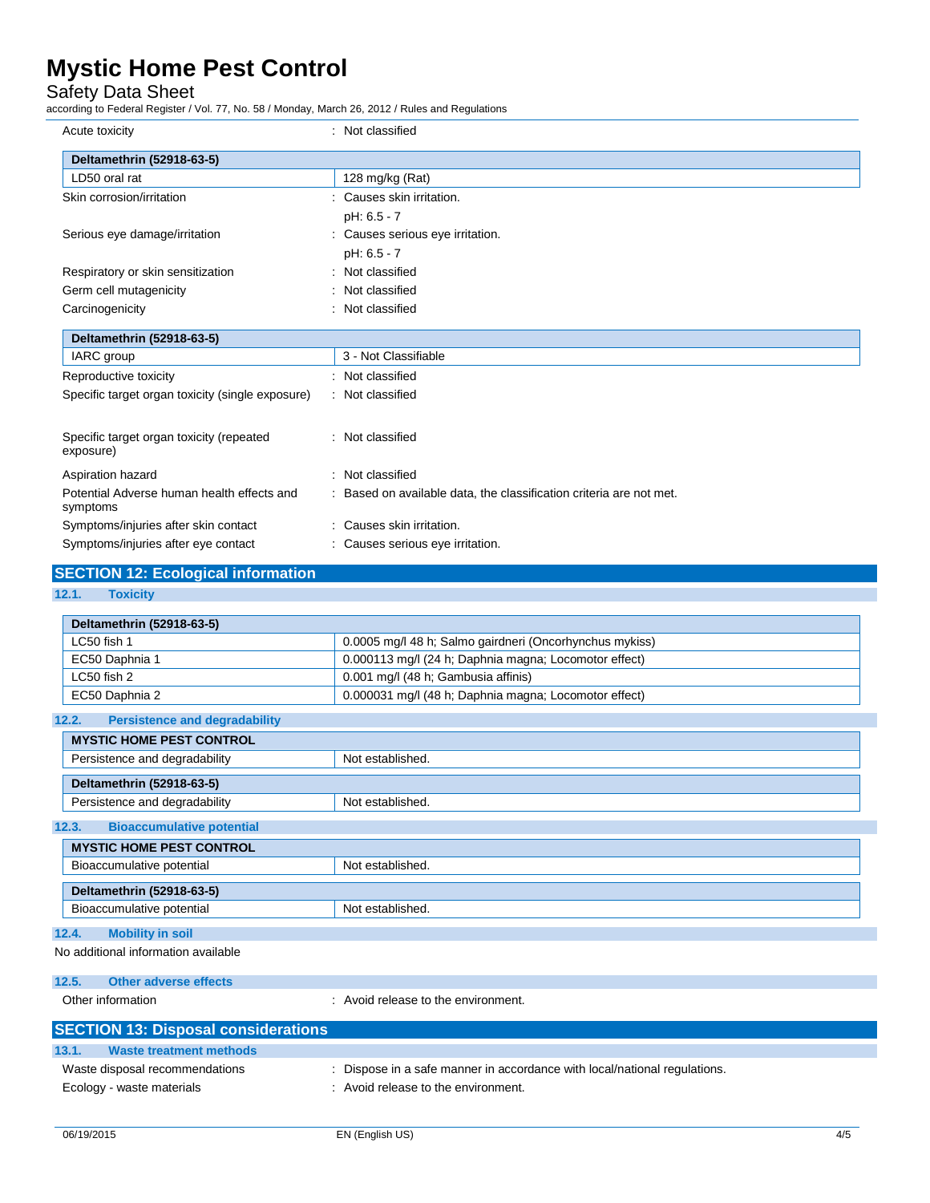Acute toxicity : Not classified

| Deltamethrin (52918-63-5) | |
|---|---|
| LD50 oral rat | 128 mg/kg (Rat) |

Skin corrosion/irritation : Causes skin irritation.

pH: 6.5 - 7

Serious eye damage/irritation : Causes serious eye irritation.

pH: 6.5 - 7

Respiratory or skin sensitization : Not classified

Germ cell mutagenicity : Not classified

Carcinogenicity : Not classified

| Deltamethrin (52918-63-5) | |
|---|---|
| IARC group | 3 - Not Classifiable |

Reproductive toxicity : Not classified

Specific target organ toxicity (single exposure) : Not classified

Specific target organ toxicity (repeated exposure) : Not classified

Aspiration hazard : Not classified

Potential Adverse human health effects and symptoms : Based on available data, the classification criteria are not met.

Symptoms/injuries after skin contact : Causes skin irritation.

Symptoms/injuries after eye contact : Causes serious eye irritation.

## SECTION 12: Ecological information

### 12.1. Toxicity

| Deltamethrin (52918-63-5) | |
|---|---|
| LC50 fish 1 | 0.0005 mg/l 48 h; Salmo gairdneri (Oncorhynchus mykiss) |
| EC50 Daphnia 1 | 0.000113 mg/l (24 h; Daphnia magna; Locomotor effect) |
| LC50 fish 2 | 0.001 mg/l (48 h; Gambusia affinis) |
| EC50 Daphnia 2 | 0.000031 mg/l (48 h; Daphnia magna; Locomotor effect) |

### 12.2. Persistence and degradability

| MYSTIC HOME PEST CONTROL | |
|---|---|
| Persistence and degradability | Not established. |

| Deltamethrin (52918-63-5) | |
|---|---|
| Persistence and degradability | Not established. |

### 12.3. Bioaccumulative potential

| MYSTIC HOME PEST CONTROL | |
|---|---|
| Bioaccumulative potential | Not established. |

| Deltamethrin (52918-63-5) | |
|---|---|
| Bioaccumulative potential | Not established. |

### 12.4. Mobility in soil

No additional information available

### 12.5. Other adverse effects

Other information : Avoid release to the environment.

## SECTION 13: Disposal considerations

### 13.1. Waste treatment methods

Waste disposal recommendations : Dispose in a safe manner in accordance with local/national regulations.

Ecology - waste materials : Avoid release to the environment.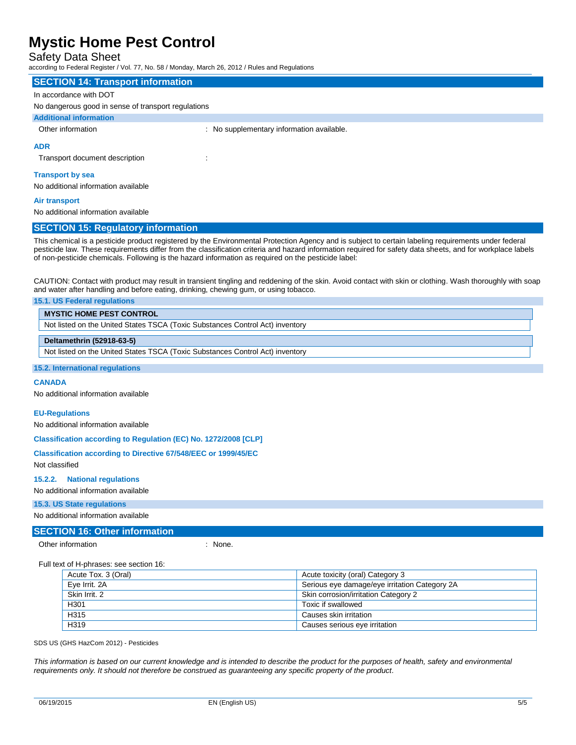## SECTION 14: Transport information

In accordance with DOT

No dangerous good in sense of transport regulations

### Additional information

Other information : No supplementary information available.

#### ADR

Transport document description :

#### Transport by sea

No additional information available

#### Air transport

No additional information available

## SECTION 15: Regulatory information

This chemical is a pesticide product registered by the Environmental Protection Agency and is subject to certain labeling requirements under federal pesticide law. These requirements differ from the classification criteria and hazard information required for safety data sheets, and for workplace labels of non-pesticide chemicals. Following is the hazard information as required on the pesticide label:

CAUTION: Contact with product may result in transient tingling and reddening of the skin. Avoid contact with skin or clothing. Wash thoroughly with soap and water after handling and before eating, drinking, chewing gum, or using tobacco.

### 15.1. US Federal regulations

**MYSTIC HOME PEST CONTROL**

Not listed on the United States TSCA (Toxic Substances Control Act) inventory

**Deltamethrin (52918-63-5)**

Not listed on the United States TSCA (Toxic Substances Control Act) inventory

### 15.2. International regulations

#### CANADA

No additional information available

#### EU-Regulations

No additional information available

#### Classification according to Regulation (EC) No. 1272/2008 [CLP]

#### Classification according to Directive 67/548/EEC or 1999/45/EC

Not classified

#### 15.2.2. National regulations

No additional information available

### 15.3. US State regulations

No additional information available

## SECTION 16: Other information

Other information : None.

Full text of H-phrases: see section 16:

| | |
|---|---|
| Acute Tox. 3 (Oral) | Acute toxicity (oral) Category 3 |
| Eye Irrit. 2A | Serious eye damage/eye irritation Category 2A |
| Skin Irrit. 2 | Skin corrosion/irritation Category 2 |
| H301 | Toxic if swallowed |
| H315 | Causes skin irritation |
| H319 | Causes serious eye irritation |

SDS US (GHS HazCom 2012) - Pesticides

*This information is based on our current knowledge and is intended to describe the product for the purposes of health, safety and environmental requirements only. It should not therefore be construed as guaranteeing any specific property of the product.*